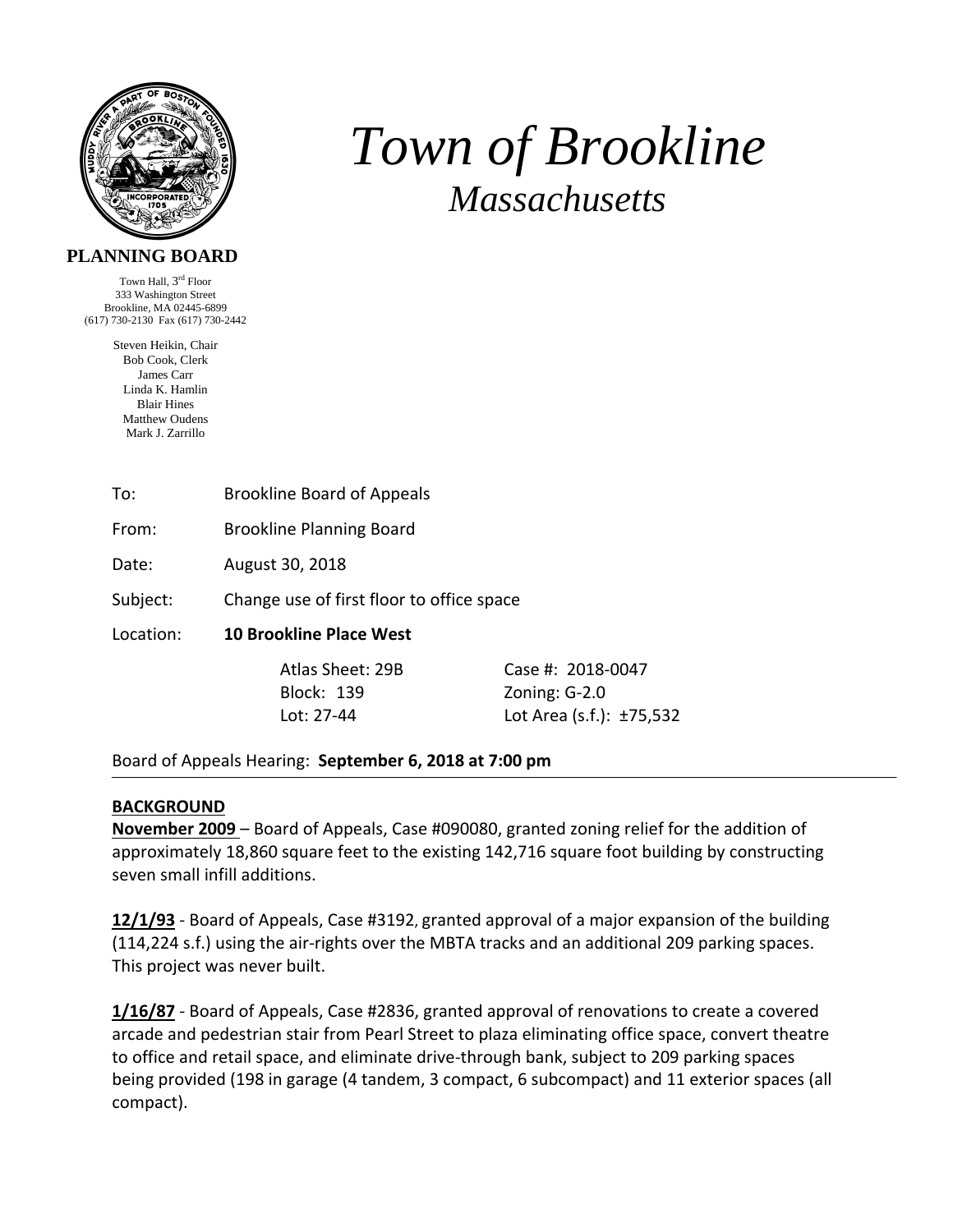# Town of Brookline

## Massachusetts

**PLANNING BOARD**

Town Hall, 3rd Floor
333 Washington Street
Brookline, MA 02445-6899
(617) 730-2130 Fax (617) 730-2442

Steven Heikin, Chair
Bob Cook, Clerk
James Carr
Linda K. Hamlin
Blair Hines
Matthew Oudens
Mark J. Zarrillo

|  |  |  |
|---|---|---|
| To: | Brookline Board of Appeals | |
| From: | Brookline Planning Board | |
| Date: | August 30, 2018 | |
| Subject: | Change use of first floor to office space | |
| Location: | **10 Brookline Place West** | |
| | Atlas Sheet: 29B | Case #: 2018-0047 |
| | Block: 139 | Zoning: G-2.0 |
| | Lot: 27-44 | Lot Area (s.f.): ±75,532 |

Board of Appeals Hearing: **September 6, 2018 at 7:00 pm**

---

**BACKGROUND**

**November 2009** – Board of Appeals, Case #090080, granted zoning relief for the addition of approximately 18,860 square feet to the existing 142,716 square foot building by constructing seven small infill additions.

**12/1/93** - Board of Appeals, Case #3192, granted approval of a major expansion of the building (114,224 s.f.) using the air-rights over the MBTA tracks and an additional 209 parking spaces. This project was never built.

**1/16/87** - Board of Appeals, Case #2836, granted approval of renovations to create a covered arcade and pedestrian stair from Pearl Street to plaza eliminating office space, convert theatre to office and retail space, and eliminate drive-through bank, subject to 209 parking spaces being provided (198 in garage (4 tandem, 3 compact, 6 subcompact) and 11 exterior spaces (all compact).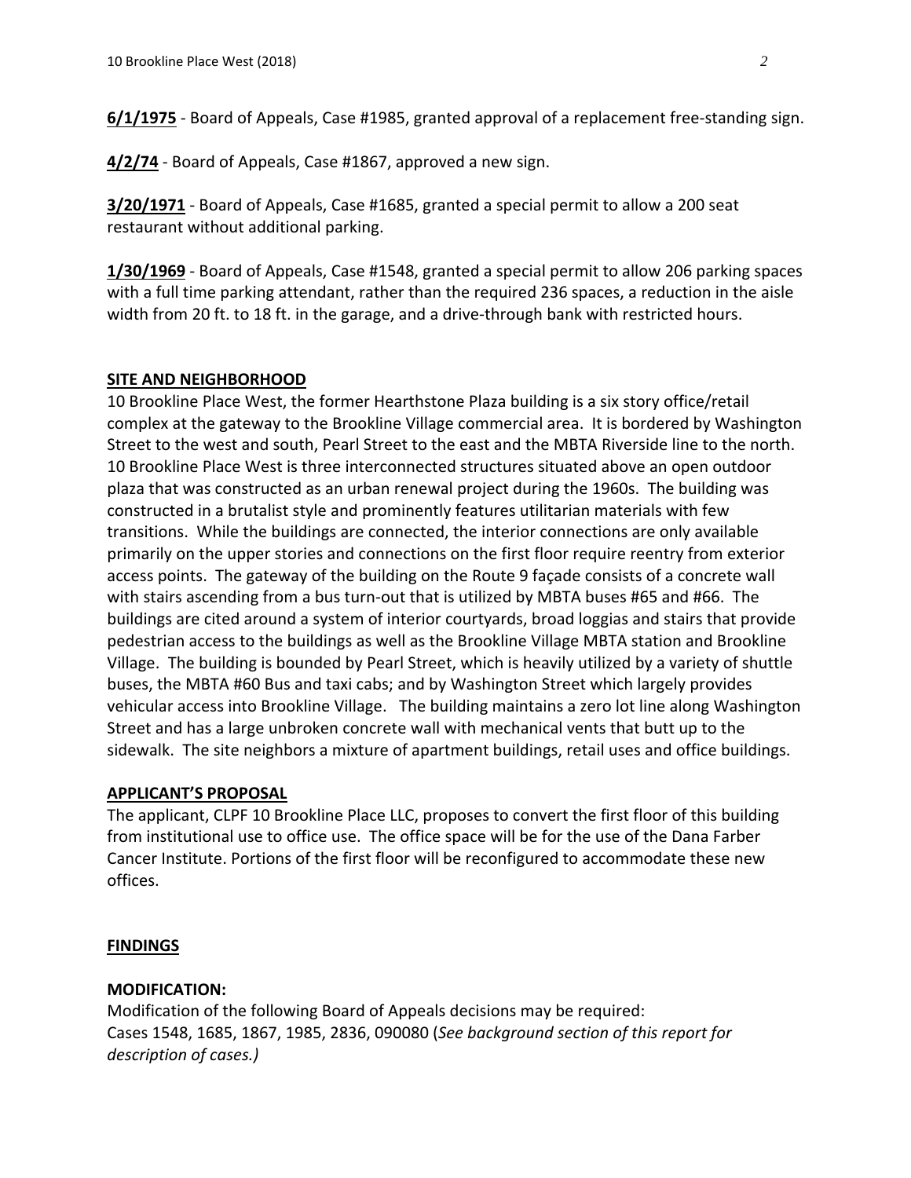**6/1/1975** - Board of Appeals, Case #1985, granted approval of a replacement free-standing sign.

**4/2/74** - Board of Appeals, Case #1867, approved a new sign.

**3/20/1971** - Board of Appeals, Case #1685, granted a special permit to allow a 200 seat restaurant without additional parking.

**1/30/1969** - Board of Appeals, Case #1548, granted a special permit to allow 206 parking spaces with a full time parking attendant, rather than the required 236 spaces, a reduction in the aisle width from 20 ft. to 18 ft. in the garage, and a drive-through bank with restricted hours.

## SITE AND NEIGHBORHOOD

10 Brookline Place West, the former Hearthstone Plaza building is a six story office/retail complex at the gateway to the Brookline Village commercial area. It is bordered by Washington Street to the west and south, Pearl Street to the east and the MBTA Riverside line to the north. 10 Brookline Place West is three interconnected structures situated above an open outdoor plaza that was constructed as an urban renewal project during the 1960s. The building was constructed in a brutalist style and prominently features utilitarian materials with few transitions. While the buildings are connected, the interior connections are only available primarily on the upper stories and connections on the first floor require reentry from exterior access points. The gateway of the building on the Route 9 façade consists of a concrete wall with stairs ascending from a bus turn-out that is utilized by MBTA buses #65 and #66. The buildings are cited around a system of interior courtyards, broad loggias and stairs that provide pedestrian access to the buildings as well as the Brookline Village MBTA station and Brookline Village. The building is bounded by Pearl Street, which is heavily utilized by a variety of shuttle buses, the MBTA #60 Bus and taxi cabs; and by Washington Street which largely provides vehicular access into Brookline Village. The building maintains a zero lot line along Washington Street and has a large unbroken concrete wall with mechanical vents that butt up to the sidewalk. The site neighbors a mixture of apartment buildings, retail uses and office buildings.

## APPLICANT'S PROPOSAL

The applicant, CLPF 10 Brookline Place LLC, proposes to convert the first floor of this building from institutional use to office use. The office space will be for the use of the Dana Farber Cancer Institute. Portions of the first floor will be reconfigured to accommodate these new offices.

## FINDINGS

### MODIFICATION:

Modification of the following Board of Appeals decisions may be required:
Cases 1548, 1685, 1867, 1985, 2836, 090080 (*See background section of this report for description of cases.)*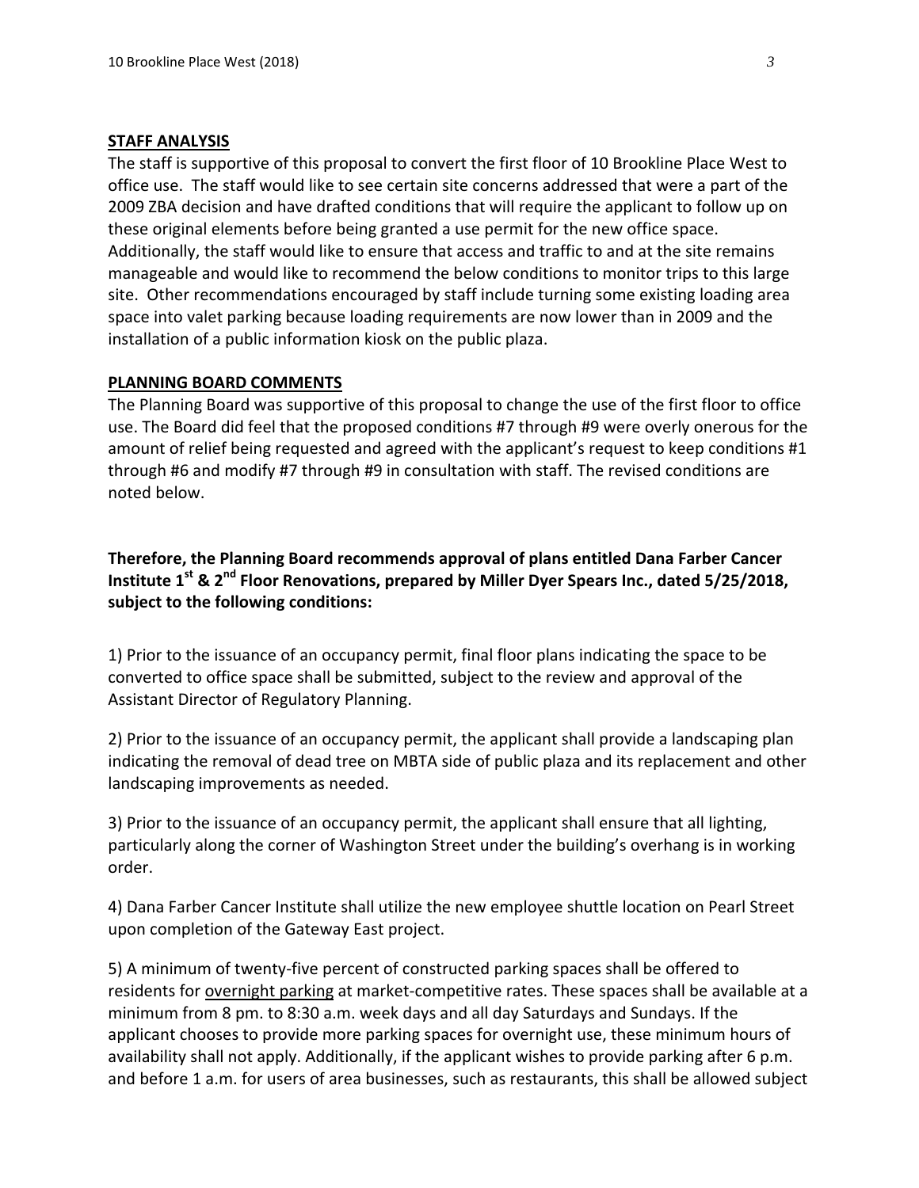**STAFF ANALYSIS**

The staff is supportive of this proposal to convert the first floor of 10 Brookline Place West to office use. The staff would like to see certain site concerns addressed that were a part of the 2009 ZBA decision and have drafted conditions that will require the applicant to follow up on these original elements before being granted a use permit for the new office space. Additionally, the staff would like to ensure that access and traffic to and at the site remains manageable and would like to recommend the below conditions to monitor trips to this large site. Other recommendations encouraged by staff include turning some existing loading area space into valet parking because loading requirements are now lower than in 2009 and the installation of a public information kiosk on the public plaza.

**PLANNING BOARD COMMENTS**

The Planning Board was supportive of this proposal to change the use of the first floor to office use. The Board did feel that the proposed conditions #7 through #9 were overly onerous for the amount of relief being requested and agreed with the applicant's request to keep conditions #1 through #6 and modify #7 through #9 in consultation with staff. The revised conditions are noted below.

**Therefore, the Planning Board recommends approval of plans entitled Dana Farber Cancer Institute 1st & 2nd Floor Renovations, prepared by Miller Dyer Spears Inc., dated 5/25/2018, subject to the following conditions:**

1) Prior to the issuance of an occupancy permit, final floor plans indicating the space to be converted to office space shall be submitted, subject to the review and approval of the Assistant Director of Regulatory Planning.

2) Prior to the issuance of an occupancy permit, the applicant shall provide a landscaping plan indicating the removal of dead tree on MBTA side of public plaza and its replacement and other landscaping improvements as needed.

3) Prior to the issuance of an occupancy permit, the applicant shall ensure that all lighting, particularly along the corner of Washington Street under the building's overhang is in working order.

4) Dana Farber Cancer Institute shall utilize the new employee shuttle location on Pearl Street upon completion of the Gateway East project.

5) A minimum of twenty-five percent of constructed parking spaces shall be offered to residents for overnight parking at market-competitive rates. These spaces shall be available at a minimum from 8 pm. to 8:30 a.m. week days and all day Saturdays and Sundays. If the applicant chooses to provide more parking spaces for overnight use, these minimum hours of availability shall not apply. Additionally, if the applicant wishes to provide parking after 6 p.m. and before 1 a.m. for users of area businesses, such as restaurants, this shall be allowed subject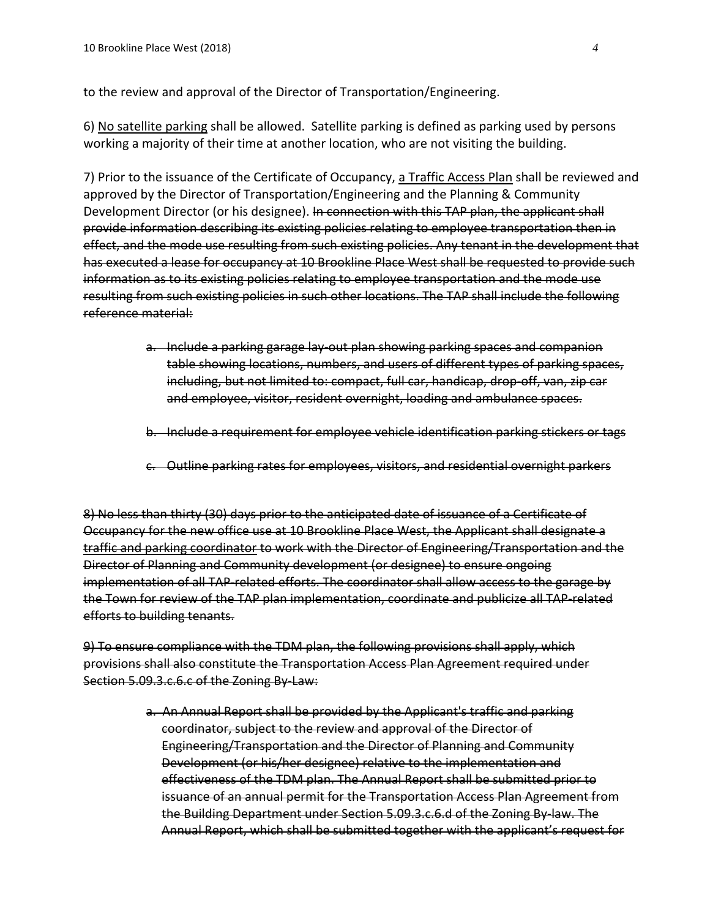to the review and approval of the Director of Transportation/Engineering.

6) <u>No satellite parking</u> shall be allowed. Satellite parking is defined as parking used by persons working a majority of their time at another location, who are not visiting the building.

7) Prior to the issuance of the Certificate of Occupancy, <u>a Traffic Access Plan</u> shall be reviewed and approved by the Director of Transportation/Engineering and the Planning & Community Development Director (or his designee). ~~In connection with this TAP plan, the applicant shall provide information describing its existing policies relating to employee transportation then in effect, and the mode use resulting from such existing policies. Any tenant in the development that has executed a lease for occupancy at 10 Brookline Place West shall be requested to provide such information as to its existing policies relating to employee transportation and the mode use resulting from such existing policies in such other locations. The TAP shall include the following reference material:~~

> a. ~~Include a parking garage lay-out plan showing parking spaces and companion table showing locations, numbers, and users of different types of parking spaces, including, but not limited to: compact, full car, handicap, drop-off, van, zip car and employee, visitor, resident overnight, loading and ambulance spaces.~~
>
> b. ~~Include a requirement for employee vehicle identification parking stickers or tags~~
>
> c. ~~Outline parking rates for employees, visitors, and residential overnight parkers~~

~~8) No less than thirty (30) days prior to the anticipated date of issuance of a Certificate of Occupancy for the new office use at 10 Brookline Place West, the Applicant shall designate a <u>traffic and parking coordinator</u> to work with the Director of Engineering/Transportation and the Director of Planning and Community development (or designee) to ensure ongoing implementation of all TAP-related efforts. The coordinator shall allow access to the garage by the Town for review of the TAP plan implementation, coordinate and publicize all TAP-related efforts to building tenants.~~

~~9) To ensure compliance with the TDM plan, the following provisions shall apply, which provisions shall also constitute the Transportation Access Plan Agreement required under Section 5.09.3.c.6.c of the Zoning By-Law:~~

> a. ~~An Annual Report shall be provided by the Applicant's traffic and parking coordinator, subject to the review and approval of the Director of Engineering/Transportation and the Director of Planning and Community Development (or his/her designee) relative to the implementation and effectiveness of the TDM plan. The Annual Report shall be submitted prior to issuance of an annual permit for the Transportation Access Plan Agreement from the Building Department under Section 5.09.3.c.6.d of the Zoning By-law. The Annual Report, which shall be submitted together with the applicant's request for~~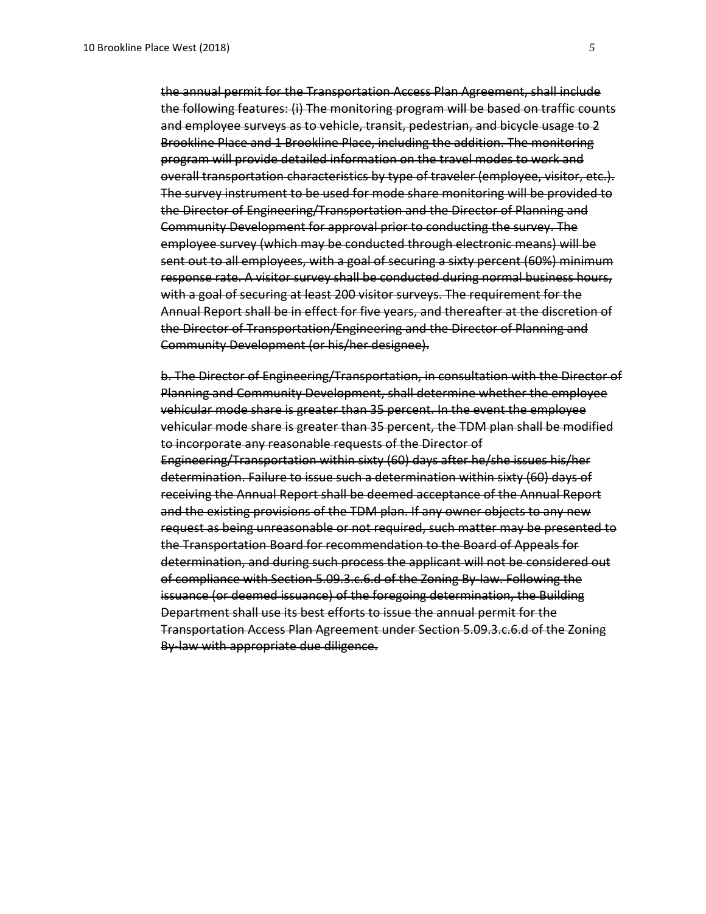~~the annual permit for the Transportation Access Plan Agreement, shall include the following features: (i) The monitoring program will be based on traffic counts and employee surveys as to vehicle, transit, pedestrian, and bicycle usage to 2 Brookline Place and 1 Brookline Place, including the addition. The monitoring program will provide detailed information on the travel modes to work and overall transportation characteristics by type of traveler (employee, visitor, etc.). The survey instrument to be used for mode share monitoring will be provided to the Director of Engineering/Transportation and the Director of Planning and Community Development for approval prior to conducting the survey. The employee survey (which may be conducted through electronic means) will be sent out to all employees, with a goal of securing a sixty percent (60%) minimum response rate. A visitor survey shall be conducted during normal business hours, with a goal of securing at least 200 visitor surveys. The requirement for the Annual Report shall be in effect for five years, and thereafter at the discretion of the Director of Transportation/Engineering and the Director of Planning and Community Development (or his/her designee).~~

~~b. The Director of Engineering/Transportation, in consultation with the Director of Planning and Community Development, shall determine whether the employee vehicular mode share is greater than 35 percent. In the event the employee vehicular mode share is greater than 35 percent, the TDM plan shall be modified to incorporate any reasonable requests of the Director of Engineering/Transportation within sixty (60) days after he/she issues his/her determination. Failure to issue such a determination within sixty (60) days of receiving the Annual Report shall be deemed acceptance of the Annual Report and the existing provisions of the TDM plan. If any owner objects to any new request as being unreasonable or not required, such matter may be presented to the Transportation Board for recommendation to the Board of Appeals for determination, and during such process the applicant will not be considered out of compliance with Section 5.09.3.c.6.d of the Zoning By-law. Following the issuance (or deemed issuance) of the foregoing determination, the Building Department shall use its best efforts to issue the annual permit for the Transportation Access Plan Agreement under Section 5.09.3.c.6.d of the Zoning By-law with appropriate due diligence.~~